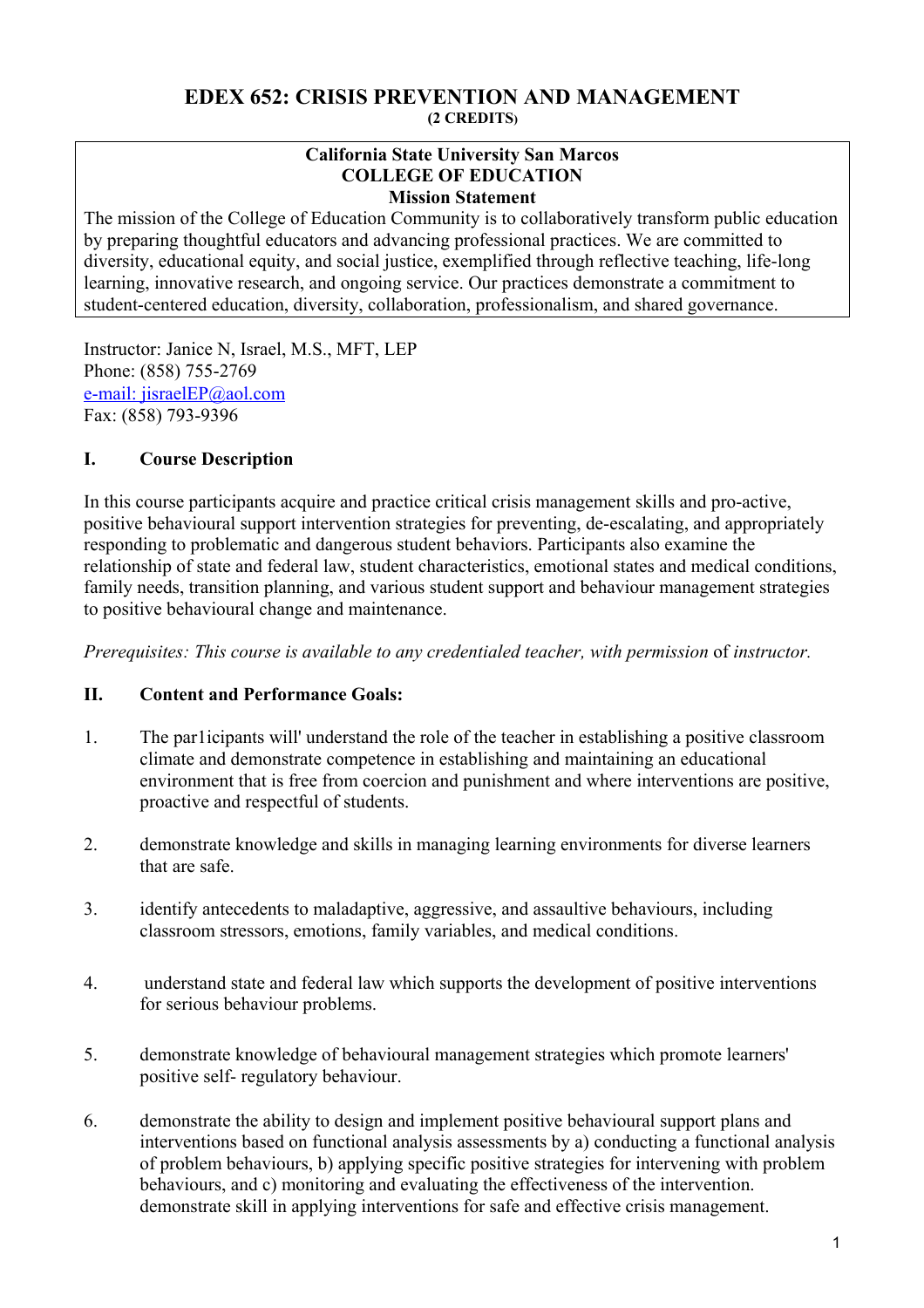# EDEX 652: CRISIS PREVENTION AND MANAGEMENT

**(2 CREDITS)**

**California State University San Marcos**
**COLLEGE OF EDUCATION**
**Mission Statement**

The mission of the College of Education Community is to collaboratively transform public education by preparing thoughtful educators and advancing professional practices. We are committed to diversity, educational equity, and social justice, exemplified through reflective teaching, life-long learning, innovative research, and ongoing service. Our practices demonstrate a commitment to student-centered education, diversity, collaboration, professionalism, and shared governance.

Instructor: Janice N, Israel, M.S., MFT, LEP
Phone: (858) 755-2769
e-mail: jisraelEP@aol.com
Fax: (858) 793-9396

## I. Course Description

In this course participants acquire and practice critical crisis management skills and pro-active, positive behavioural support intervention strategies for preventing, de-escalating, and appropriately responding to problematic and dangerous student behaviors. Participants also examine the relationship of state and federal law, student characteristics, emotional states and medical conditions, family needs, transition planning, and various student support and behaviour management strategies to positive behavioural change and maintenance.

*Prerequisites: This course is available to any credentialed teacher, with permission* of *instructor.*

## II. Content and Performance Goals:

1. The par1icipants will' understand the role of the teacher in establishing a positive classroom climate and demonstrate competence in establishing and maintaining an educational environment that is free from coercion and punishment and where interventions are positive, proactive and respectful of students.

2. demonstrate knowledge and skills in managing learning environments for diverse learners that are safe.

3. identify antecedents to maladaptive, aggressive, and assaultive behaviours, including classroom stressors, emotions, family variables, and medical conditions.

4. understand state and federal law which supports the development of positive interventions for serious behaviour problems.

5. demonstrate knowledge of behavioural management strategies which promote learners' positive self- regulatory behaviour.

6. demonstrate the ability to design and implement positive behavioural support plans and interventions based on functional analysis assessments by a) conducting a functional analysis of problem behaviours, b) applying specific positive strategies for intervening with problem behaviours, and c) monitoring and evaluating the effectiveness of the intervention. demonstrate skill in applying interventions for safe and effective crisis management.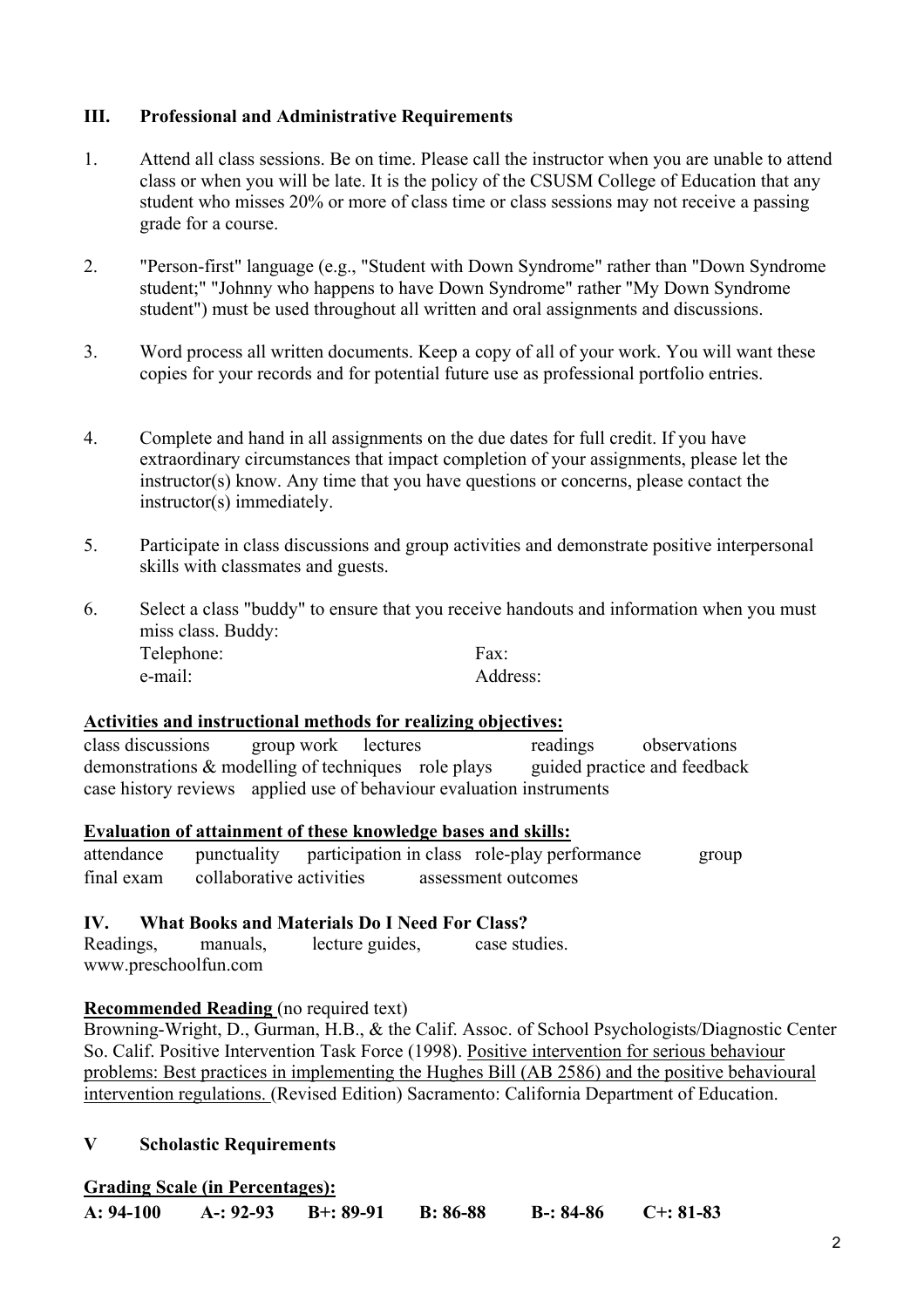## III. Professional and Administrative Requirements

1. Attend all class sessions. Be on time. Please call the instructor when you are unable to attend class or when you will be late. It is the policy of the CSUSM College of Education that any student who misses 20% or more of class time or class sessions may not receive a passing grade for a course.

2. "Person-first" language (e.g., "Student with Down Syndrome" rather than "Down Syndrome student;" "Johnny who happens to have Down Syndrome" rather "My Down Syndrome student") must be used throughout all written and oral assignments and discussions.

3. Word process all written documents. Keep a copy of all of your work. You will want these copies for your records and for potential future use as professional portfolio entries.

4. Complete and hand in all assignments on the due dates for full credit. If you have extraordinary circumstances that impact completion of your assignments, please let the instructor(s) know. Any time that you have questions or concerns, please contact the instructor(s) immediately.

5. Participate in class discussions and group activities and demonstrate positive interpersonal skills with classmates and guests.

6. Select a class "buddy" to ensure that you receive handouts and information when you must miss class. Buddy:
   Telephone: Fax:
   e-mail: Address:

**Activities and instructional methods for realizing objectives:**

class discussions group work lectures readings observations
demonstrations & modelling of techniques role plays guided practice and feedback
case history reviews applied use of behaviour evaluation instruments

**Evaluation of attainment of these knowledge bases and skills:**

attendance punctuality participation in class role-play performance group
final exam collaborative activities assessment outcomes

## IV. What Books and Materials Do I Need For Class?

Readings, manuals, lecture guides, case studies.
www.preschoolfun.com

**Recommended Reading** (no required text)

Browning-Wright, D., Gurman, H.B., & the Calif. Assoc. of School Psychologists/Diagnostic Center So. Calif. Positive Intervention Task Force (1998). Positive intervention for serious behaviour problems: Best practices in implementing the Hughes Bill (AB 2586) and the positive behavioural intervention regulations. (Revised Edition) Sacramento: California Department of Education.

## V Scholastic Requirements

**Grading Scale (in Percentages):**

**A: 94-100 A-: 92-93 B+: 89-91 B: 86-88 B-: 84-86 C+: 81-83**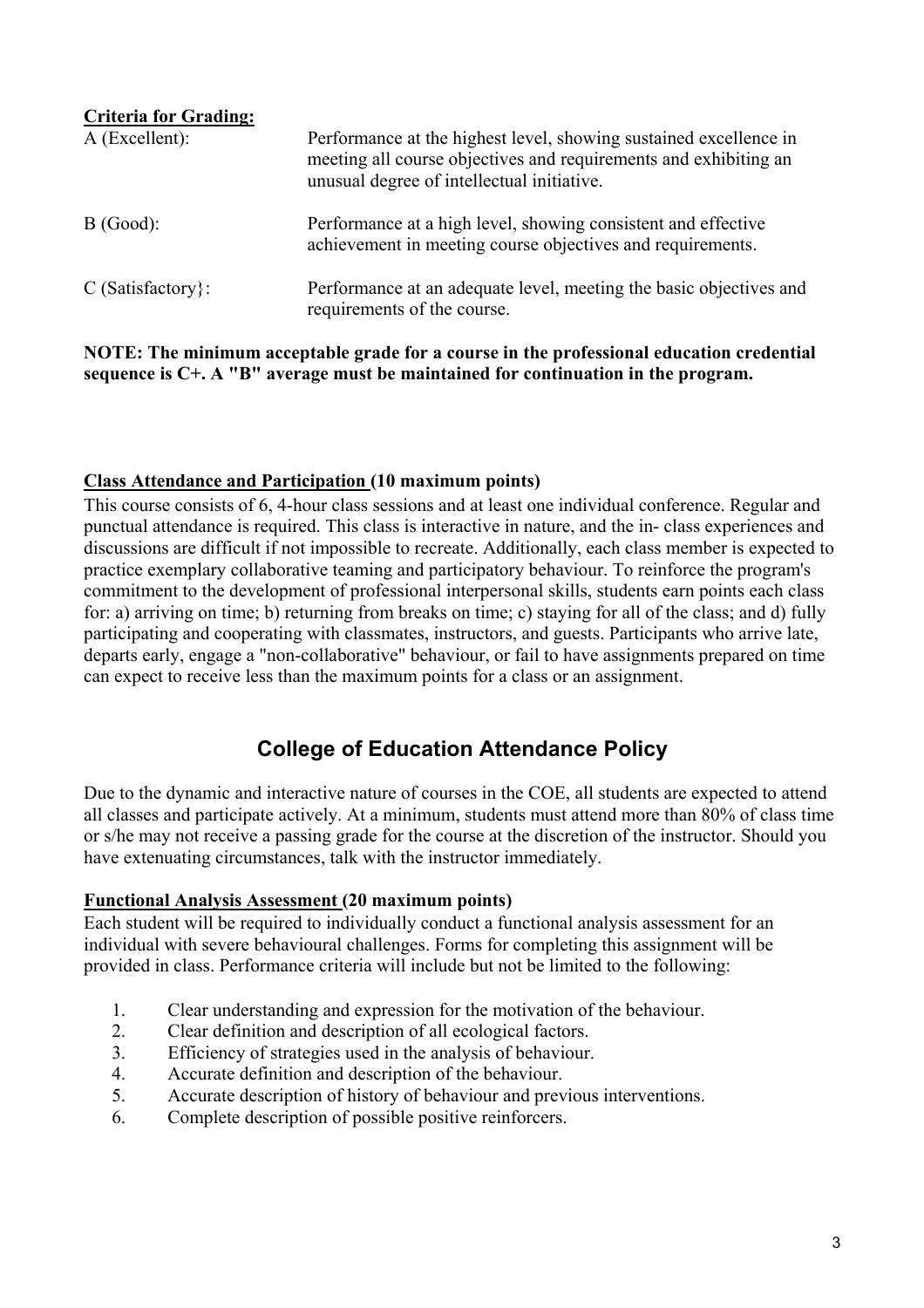**Criteria for Grading:**

A (Excellent): Performance at the highest level, showing sustained excellence in meeting all course objectives and requirements and exhibiting an unusual degree of intellectual initiative.

B (Good): Performance at a high level, showing consistent and effective achievement in meeting course objectives and requirements.

C (Satisfactory}: Performance at an adequate level, meeting the basic objectives and requirements of the course.

**NOTE: The minimum acceptable grade for a course in the professional education credential sequence is C+. A "B" average must be maintained for continuation in the program.**

**Class Attendance and Participation (10 maximum points)**

This course consists of 6, 4-hour class sessions and at least one individual conference. Regular and punctual attendance is required. This class is interactive in nature, and the in- class experiences and discussions are difficult if not impossible to recreate. Additionally, each class member is expected to practice exemplary collaborative teaming and participatory behaviour. To reinforce the program's commitment to the development of professional interpersonal skills, students earn points each class for: a) arriving on time; b) returning from breaks on time; c) staying for all of the class; and d) fully participating and cooperating with classmates, instructors, and guests. Participants who arrive late, departs early, engage a "non-collaborative" behaviour, or fail to have assignments prepared on time can expect to receive less than the maximum points for a class or an assignment.

## College of Education Attendance Policy

Due to the dynamic and interactive nature of courses in the COE, all students are expected to attend all classes and participate actively. At a minimum, students must attend more than 80% of class time or s/he may not receive a passing grade for the course at the discretion of the instructor. Should you have extenuating circumstances, talk with the instructor immediately.

**Functional Analysis Assessment (20 maximum points)**

Each student will be required to individually conduct a functional analysis assessment for an individual with severe behavioural challenges. Forms for completing this assignment will be provided in class. Performance criteria will include but not be limited to the following:

1. Clear understanding and expression for the motivation of the behaviour.
2. Clear definition and description of all ecological factors.
3. Efficiency of strategies used in the analysis of behaviour.
4. Accurate definition and description of the behaviour.
5. Accurate description of history of behaviour and previous interventions.
6. Complete description of possible positive reinforcers.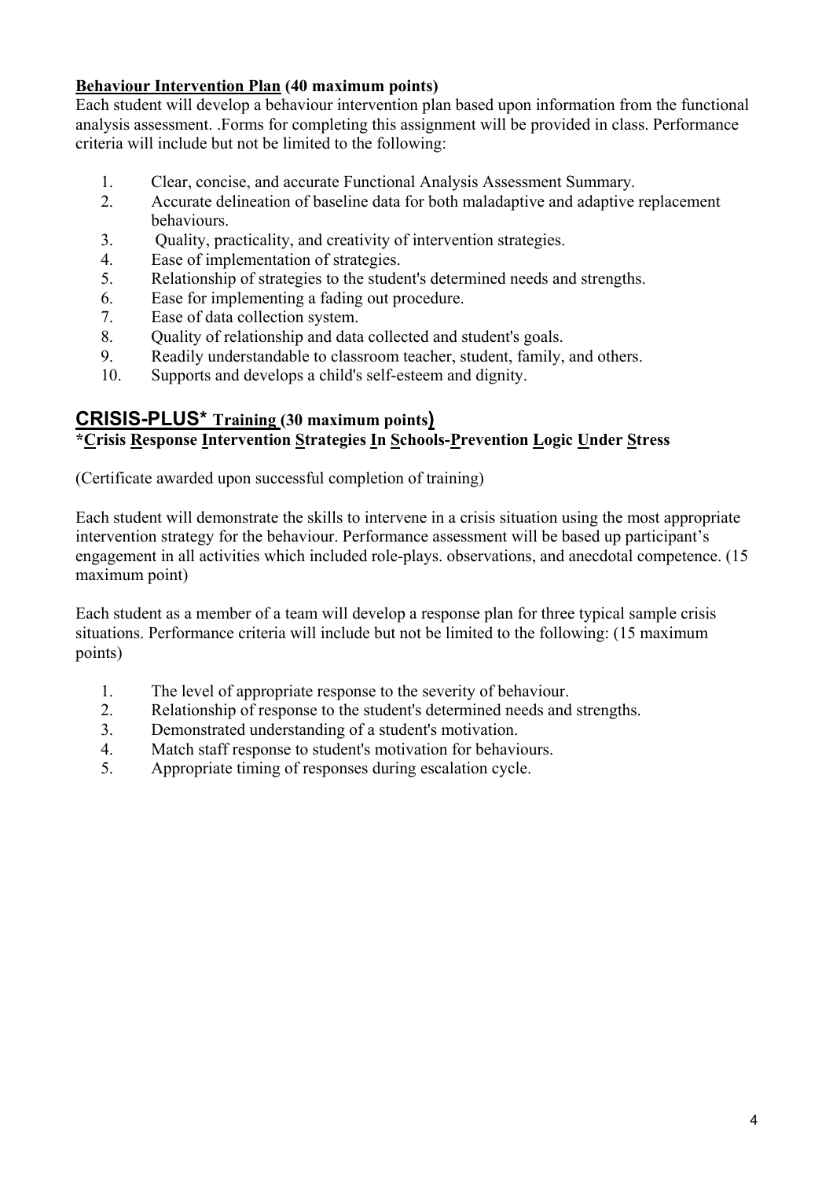**<u>Behaviour Intervention Plan</u> (40 maximum points)**

Each student will develop a behaviour intervention plan based upon information from the functional analysis assessment. .Forms for completing this assignment will be provided in class. Performance criteria will include but not be limited to the following:

1. Clear, concise, and accurate Functional Analysis Assessment Summary.
2. Accurate delineation of baseline data for both maladaptive and adaptive replacement behaviours.
3. Quality, practicality, and creativity of intervention strategies.
4. Ease of implementation of strategies.
5. Relationship of strategies to the student's determined needs and strengths.
6. Ease for implementing a fading out procedure.
7. Ease of data collection system.
8. Quality of relationship and data collected and student's goals.
9. Readily understandable to classroom teacher, student, family, and others.
10. Supports and develops a child's self-esteem and dignity.

## <u>CRISIS-PLUS* Training</u> (30 maximum points)

**\*<u>C</u>risis <u>R</u>esponse <u>I</u>ntervention <u>S</u>trategies <u>I</u>n <u>S</u>chools-<u>P</u>revention <u>L</u>ogic <u>U</u>nder <u>S</u>tress**

(Certificate awarded upon successful completion of training)

Each student will demonstrate the skills to intervene in a crisis situation using the most appropriate intervention strategy for the behaviour. Performance assessment will be based up participant's engagement in all activities which included role-plays. observations, and anecdotal competence. (15 maximum point)

Each student as a member of a team will develop a response plan for three typical sample crisis situations. Performance criteria will include but not be limited to the following: (15 maximum points)

1. The level of appropriate response to the severity of behaviour.
2. Relationship of response to the student's determined needs and strengths.
3. Demonstrated understanding of a student's motivation.
4. Match staff response to student's motivation for behaviours.
5. Appropriate timing of responses during escalation cycle.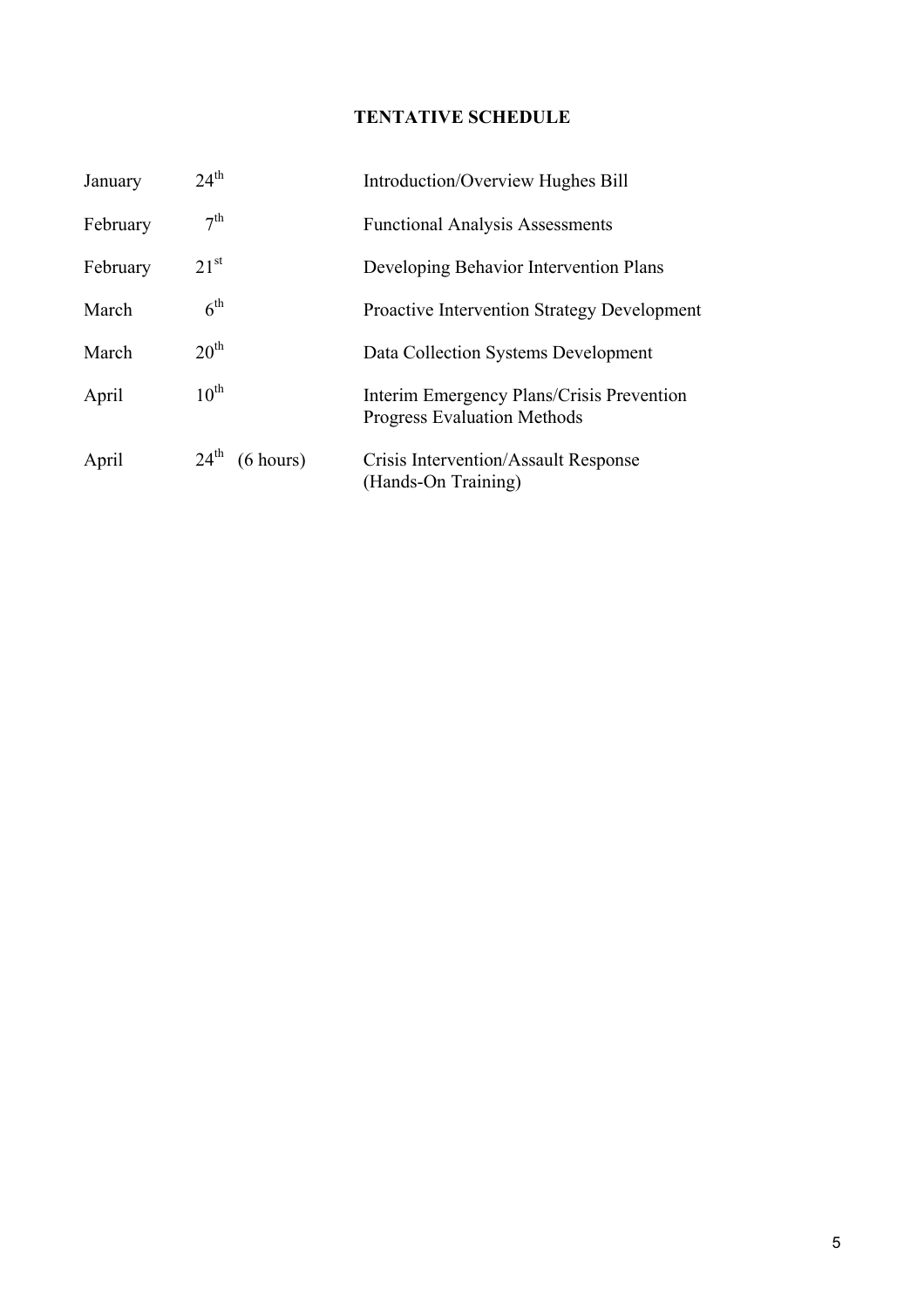**TENTATIVE SCHEDULE**

| | | |
|---|---|---|
| January | 24th | Introduction/Overview Hughes Bill |
| February | 7th | Functional Analysis Assessments |
| February | 21st | Developing Behavior Intervention Plans |
| March | 6th | Proactive Intervention Strategy Development |
| March | 20th | Data Collection Systems Development |
| April | 10th | Interim Emergency Plans/Crisis Prevention<br>Progress Evaluation Methods |
| April | 24th (6 hours) | Crisis Intervention/Assault Response<br>(Hands-On Training) |